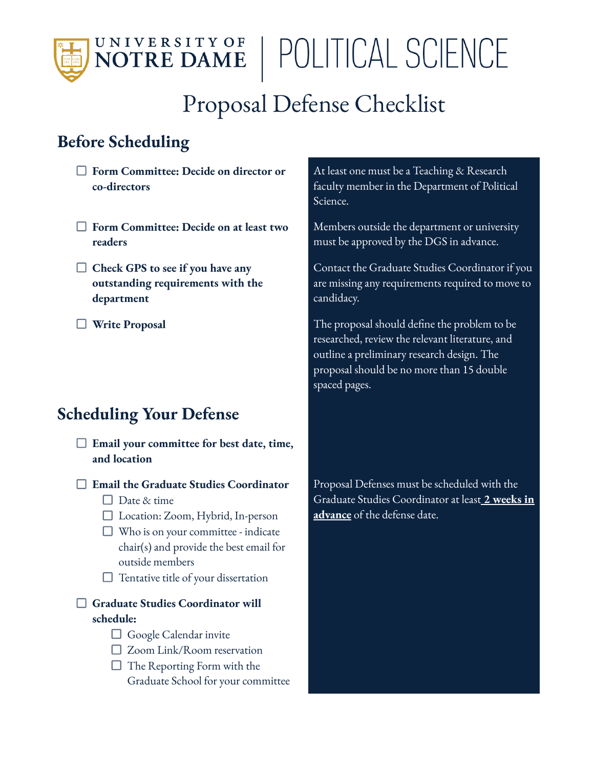# UNIVERSITY OF NOTRE DAME | POLITICAL SCIENCE

## Proposal Defense Checklist

### Before Scheduling

- [ ] **Form Committee: Decide on director or co-directors**

  At least one must be a Teaching & Research faculty member in the Department of Political Science.

- [ ] **Form Committee: Decide on at least two readers**

  Members outside the department or university must be approved by the DGS in advance.

- [ ] **Check GPS to see if you have any outstanding requirements with the department**

  Contact the Graduate Studies Coordinator if you are missing any requirements required to move to candidacy.

- [ ] **Write Proposal**

  The proposal should define the problem to be researched, review the relevant literature, and outline a preliminary research design. The proposal should be no more than 15 double spaced pages.

### Scheduling Your Defense

- [ ] **Email your committee for best date, time, and location**
- [ ] **Email the Graduate Studies Coordinator**
  - [ ] Date & time
  - [ ] Location: Zoom, Hybrid, In-person
  - [ ] Who is on your committee - indicate chair(s) and provide the best email for outside members
  - [ ] Tentative title of your dissertation

  Proposal Defenses must be scheduled with the Graduate Studies Coordinator at least **2 weeks in advance** of the defense date.

- [ ] **Graduate Studies Coordinator will schedule:**
  - [ ] Google Calendar invite
  - [ ] Zoom Link/Room reservation
  - [ ] The Reporting Form with the Graduate School for your committee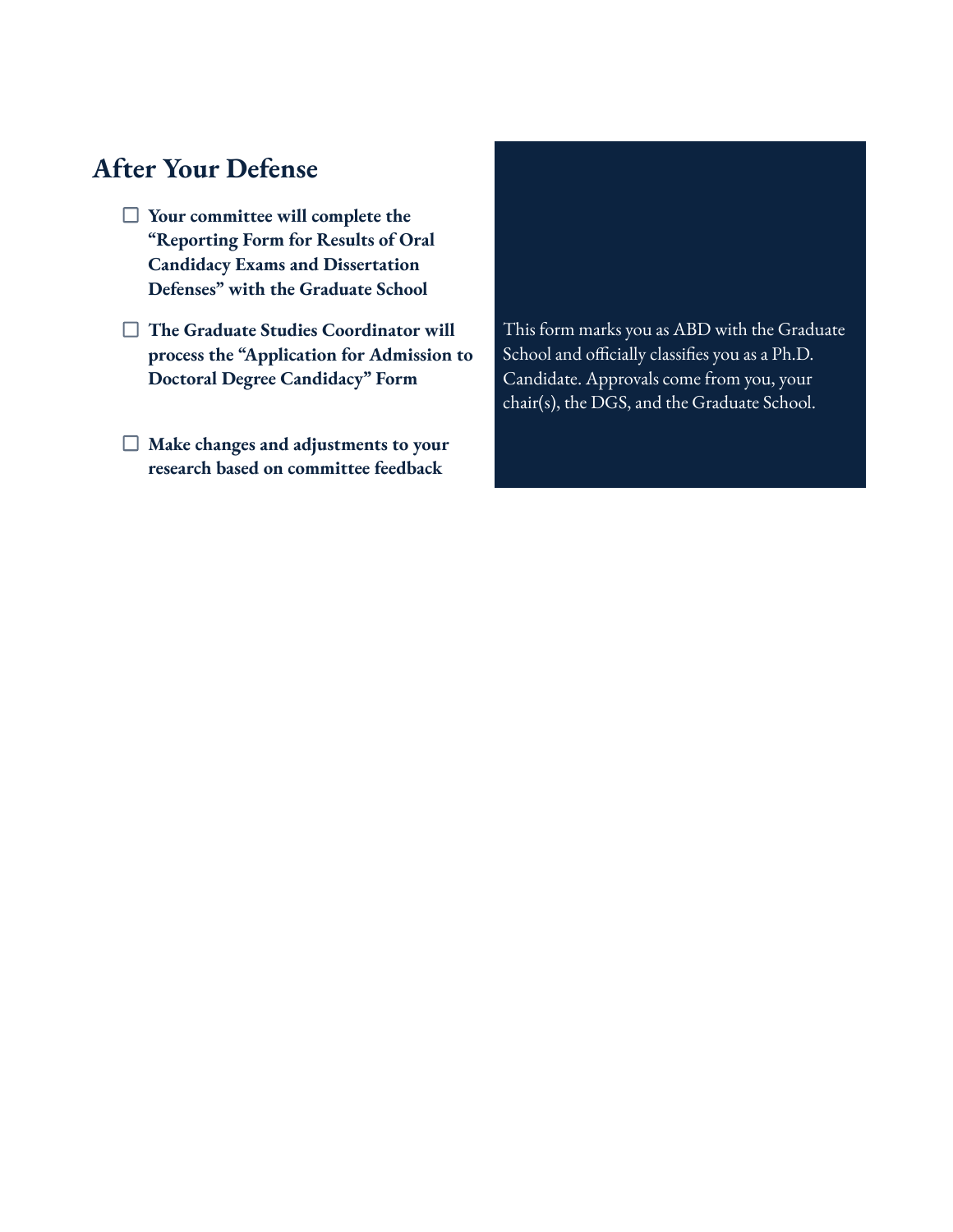## After Your Defense

- [ ] **Your committee will complete the "Reporting Form for Results of Oral Candidacy Exams and Dissertation Defenses" with the Graduate School**
- [ ] **The Graduate Studies Coordinator will process the "Application for Admission to Doctoral Degree Candidacy" Form**
- [ ] **Make changes and adjustments to your research based on committee feedback**

This form marks you as ABD with the Graduate School and officially classifies you as a Ph.D. Candidate. Approvals come from you, your chair(s), the DGS, and the Graduate School.